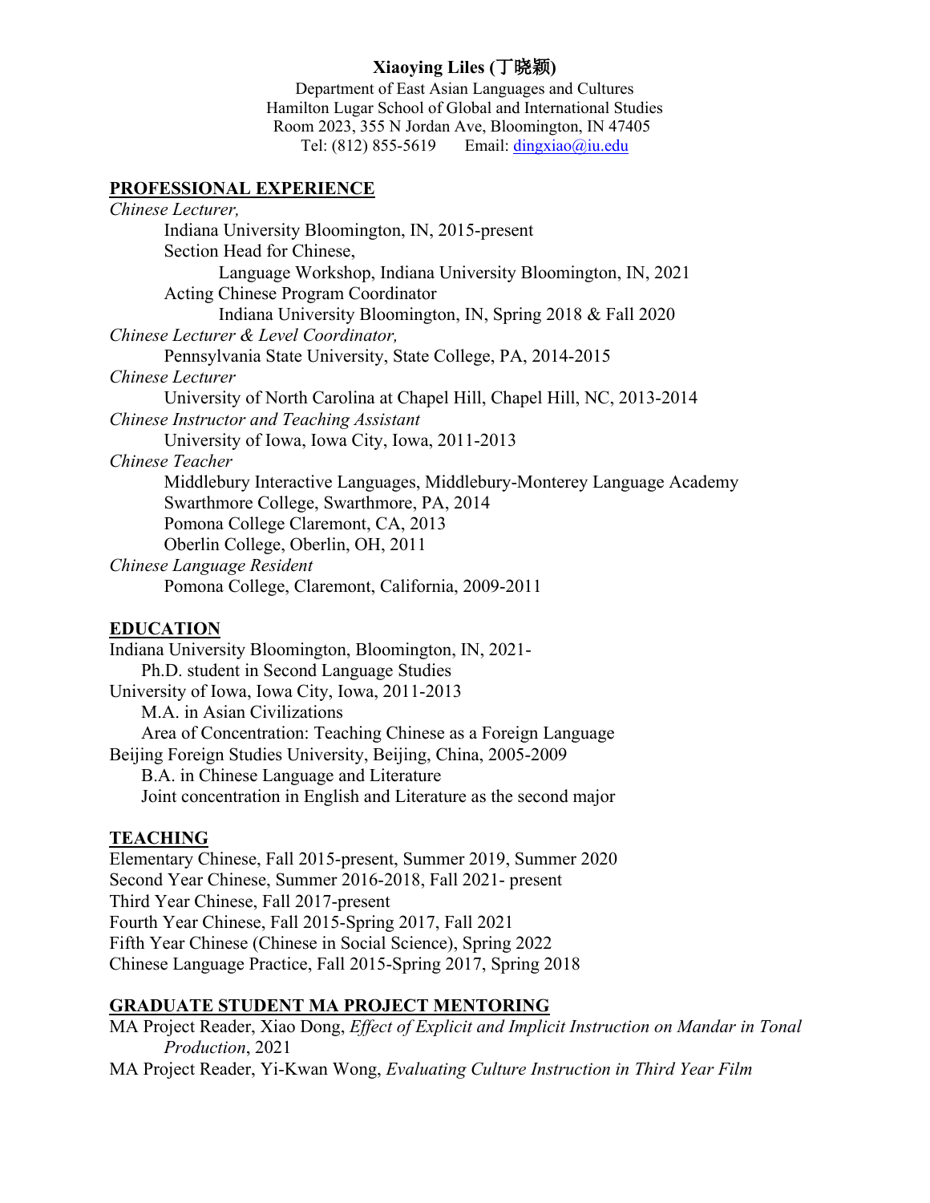# Xiaoying Liles (丁晓颖)

Department of East Asian Languages and Cultures
Hamilton Lugar School of Global and International Studies
Room 2023, 355 N Jordan Ave, Bloomington, IN 47405
Tel: (812) 855-5619 Email: dingxiao@iu.edu

## PROFESSIONAL EXPERIENCE

*Chinese Lecturer,*
- Indiana University Bloomington, IN, 2015-present
  - Section Head for Chinese,
    - Language Workshop, Indiana University Bloomington, IN, 2021
  - Acting Chinese Program Coordinator
    - Indiana University Bloomington, IN, Spring 2018 & Fall 2020

*Chinese Lecturer & Level Coordinator,*
- Pennsylvania State University, State College, PA, 2014-2015

*Chinese Lecturer*
- University of North Carolina at Chapel Hill, Chapel Hill, NC, 2013-2014

*Chinese Instructor and Teaching Assistant*
- University of Iowa, Iowa City, Iowa, 2011-2013

*Chinese Teacher*
- Middlebury Interactive Languages, Middlebury-Monterey Language Academy
- Swarthmore College, Swarthmore, PA, 2014
- Pomona College Claremont, CA, 2013
- Oberlin College, Oberlin, OH, 2011

*Chinese Language Resident*
- Pomona College, Claremont, California, 2009-2011

## EDUCATION

Indiana University Bloomington, Bloomington, IN, 2021-
- Ph.D. student in Second Language Studies

University of Iowa, Iowa City, Iowa, 2011-2013
- M.A. in Asian Civilizations
- Area of Concentration: Teaching Chinese as a Foreign Language

Beijing Foreign Studies University, Beijing, China, 2005-2009
- B.A. in Chinese Language and Literature
- Joint concentration in English and Literature as the second major

## TEACHING

Elementary Chinese, Fall 2015-present, Summer 2019, Summer 2020
Second Year Chinese, Summer 2016-2018, Fall 2021- present
Third Year Chinese, Fall 2017-present
Fourth Year Chinese, Fall 2015-Spring 2017, Fall 2021
Fifth Year Chinese (Chinese in Social Science), Spring 2022
Chinese Language Practice, Fall 2015-Spring 2017, Spring 2018

## GRADUATE STUDENT MA PROJECT MENTORING

MA Project Reader, Xiao Dong, *Effect of Explicit and Implicit Instruction on Mandar in Tonal Production*, 2021

MA Project Reader, Yi-Kwan Wong, *Evaluating Culture Instruction in Third Year Film*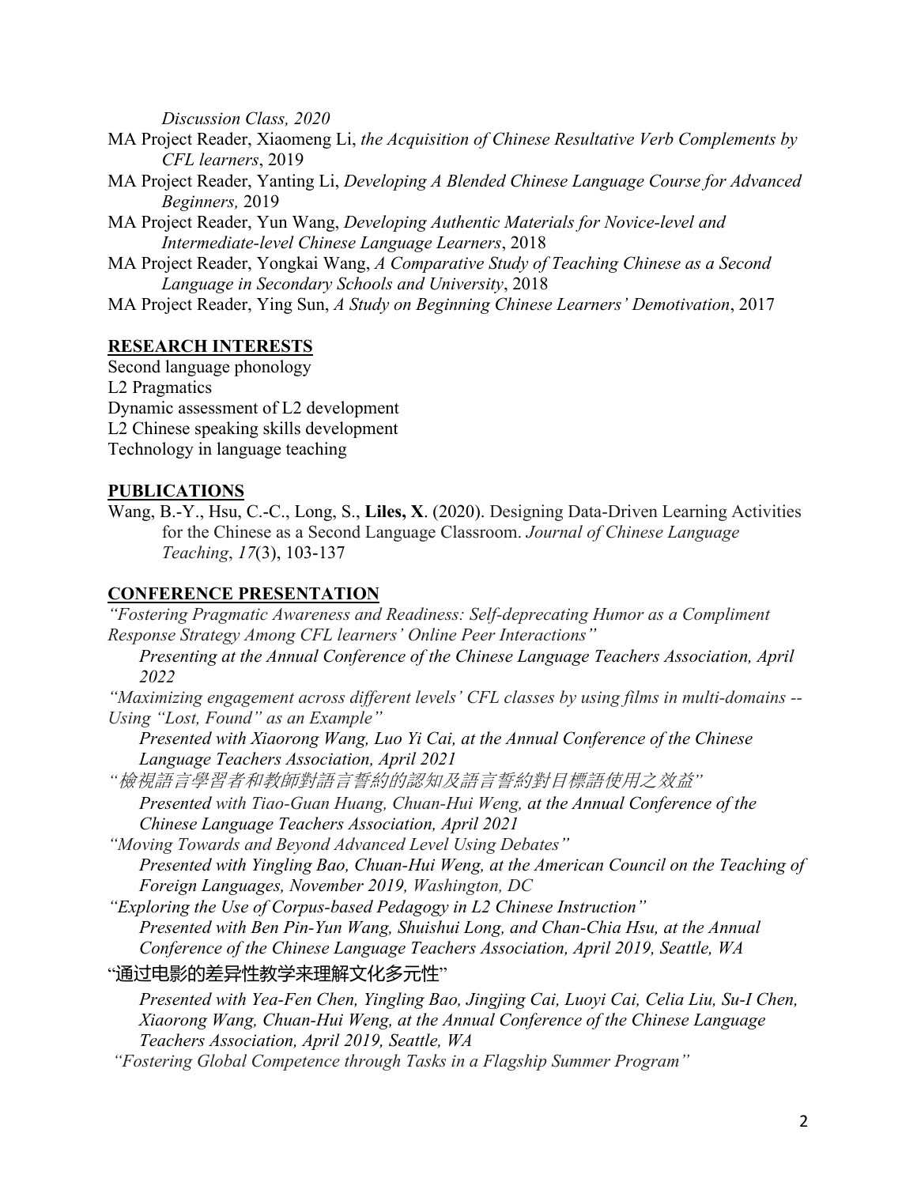*Discussion Class, 2020*

MA Project Reader, Xiaomeng Li, *the Acquisition of Chinese Resultative Verb Complements by CFL learners*, 2019

MA Project Reader, Yanting Li, *Developing A Blended Chinese Language Course for Advanced Beginners,* 2019

MA Project Reader, Yun Wang, *Developing Authentic Materials for Novice-level and Intermediate-level Chinese Language Learners*, 2018

MA Project Reader, Yongkai Wang, *A Comparative Study of Teaching Chinese as a Second Language in Secondary Schools and University*, 2018

MA Project Reader, Ying Sun, *A Study on Beginning Chinese Learners' Demotivation*, 2017

## RESEARCH INTERESTS

Second language phonology
L2 Pragmatics
Dynamic assessment of L2 development
L2 Chinese speaking skills development
Technology in language teaching

## PUBLICATIONS

Wang, B.-Y., Hsu, C.-C., Long, S., **Liles, X**. (2020). Designing Data-Driven Learning Activities for the Chinese as a Second Language Classroom. *Journal of Chinese Language Teaching*, *17*(3), 103-137

## CONFERENCE PRESENTATION

*"Fostering Pragmatic Awareness and Readiness: Self-deprecating Humor as a Compliment Response Strategy Among CFL learners' Online Peer Interactions"*

*Presenting at the Annual Conference of the Chinese Language Teachers Association, April 2022*

*"Maximizing engagement across different levels' CFL classes by using films in multi-domains -- Using "Lost, Found" as an Example"*

*Presented with Xiaorong Wang, Luo Yi Cai, at the Annual Conference of the Chinese Language Teachers Association, April 2021*

*"檢視語言學習者和教師對語言誓約的認知及語言誓約對目標語使用之效益"*

*Presented with Tiao-Guan Huang, Chuan-Hui Weng, at the Annual Conference of the Chinese Language Teachers Association, April 2021*

*"Moving Towards and Beyond Advanced Level Using Debates"*

*Presented with Yingling Bao, Chuan-Hui Weng, at the American Council on the Teaching of Foreign Languages, November 2019, Washington, DC*

*"Exploring the Use of Corpus-based Pedagogy in L2 Chinese Instruction"*

*Presented with Ben Pin-Yun Wang, Shuishui Long, and Chan-Chia Hsu, at the Annual Conference of the Chinese Language Teachers Association, April 2019, Seattle, WA*

"通过电影的差异性教学来理解文化多元性"

*Presented with Yea-Fen Chen, Yingling Bao, Jingjing Cai, Luoyi Cai, Celia Liu, Su-I Chen, Xiaorong Wang, Chuan-Hui Weng, at the Annual Conference of the Chinese Language Teachers Association, April 2019, Seattle, WA*

*"Fostering Global Competence through Tasks in a Flagship Summer Program"*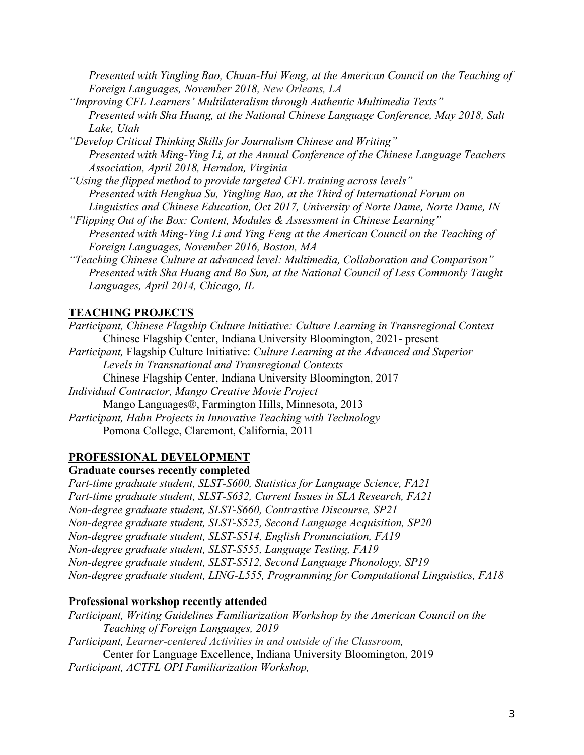*Presented with Yingling Bao, Chuan-Hui Weng, at the American Council on the Teaching of Foreign Languages, November 2018, New Orleans, LA*

*"Improving CFL Learners' Multilateralism through Authentic Multimedia Texts"*
*Presented with Sha Huang, at the National Chinese Language Conference, May 2018, Salt Lake, Utah*

*"Develop Critical Thinking Skills for Journalism Chinese and Writing"*
*Presented with Ming-Ying Li, at the Annual Conference of the Chinese Language Teachers Association, April 2018, Herndon, Virginia*

*"Using the flipped method to provide targeted CFL training across levels"*
*Presented with Henghua Su, Yingling Bao, at the Third of International Forum on Linguistics and Chinese Education, Oct 2017, University of Norte Dame, Norte Dame, IN*

*"Flipping Out of the Box: Content, Modules & Assessment in Chinese Learning"*
*Presented with Ming-Ying Li and Ying Feng at the American Council on the Teaching of Foreign Languages, November 2016, Boston, MA*

*"Teaching Chinese Culture at advanced level: Multimedia, Collaboration and Comparison"*
*Presented with Sha Huang and Bo Sun, at the National Council of Less Commonly Taught Languages, April 2014, Chicago, IL*

## TEACHING PROJECTS

*Participant, Chinese Flagship Culture Initiative: Culture Learning in Transregional Context*
Chinese Flagship Center, Indiana University Bloomington, 2021- present

*Participant,* Flagship Culture Initiative: *Culture Learning at the Advanced and Superior Levels in Transnational and Transregional Contexts*
Chinese Flagship Center, Indiana University Bloomington, 2017

*Individual Contractor, Mango Creative Movie Project*
Mango Languages®, Farmington Hills, Minnesota, 2013

*Participant, Hahn Projects in Innovative Teaching with Technology*
Pomona College, Claremont, California, 2011

## PROFESSIONAL DEVELOPMENT

**Graduate courses recently completed**

*Part-time graduate student, SLST-S600, Statistics for Language Science, FA21*
*Part-time graduate student, SLST-S632, Current Issues in SLA Research, FA21*
*Non-degree graduate student, SLST-S660, Contrastive Discourse, SP21*
*Non-degree graduate student, SLST-S525, Second Language Acquisition, SP20*
*Non-degree graduate student, SLST-S514, English Pronunciation, FA19*
*Non-degree graduate student, SLST-S555, Language Testing, FA19*
*Non-degree graduate student, SLST-S512, Second Language Phonology, SP19*
*Non-degree graduate student, LING-L555, Programming for Computational Linguistics, FA18*

**Professional workshop recently attended**

*Participant, Writing Guidelines Familiarization Workshop by the American Council on the Teaching of Foreign Languages, 2019*

*Participant, Learner-centered Activities in and outside of the Classroom,*
Center for Language Excellence, Indiana University Bloomington, 2019

*Participant, ACTFL OPI Familiarization Workshop,*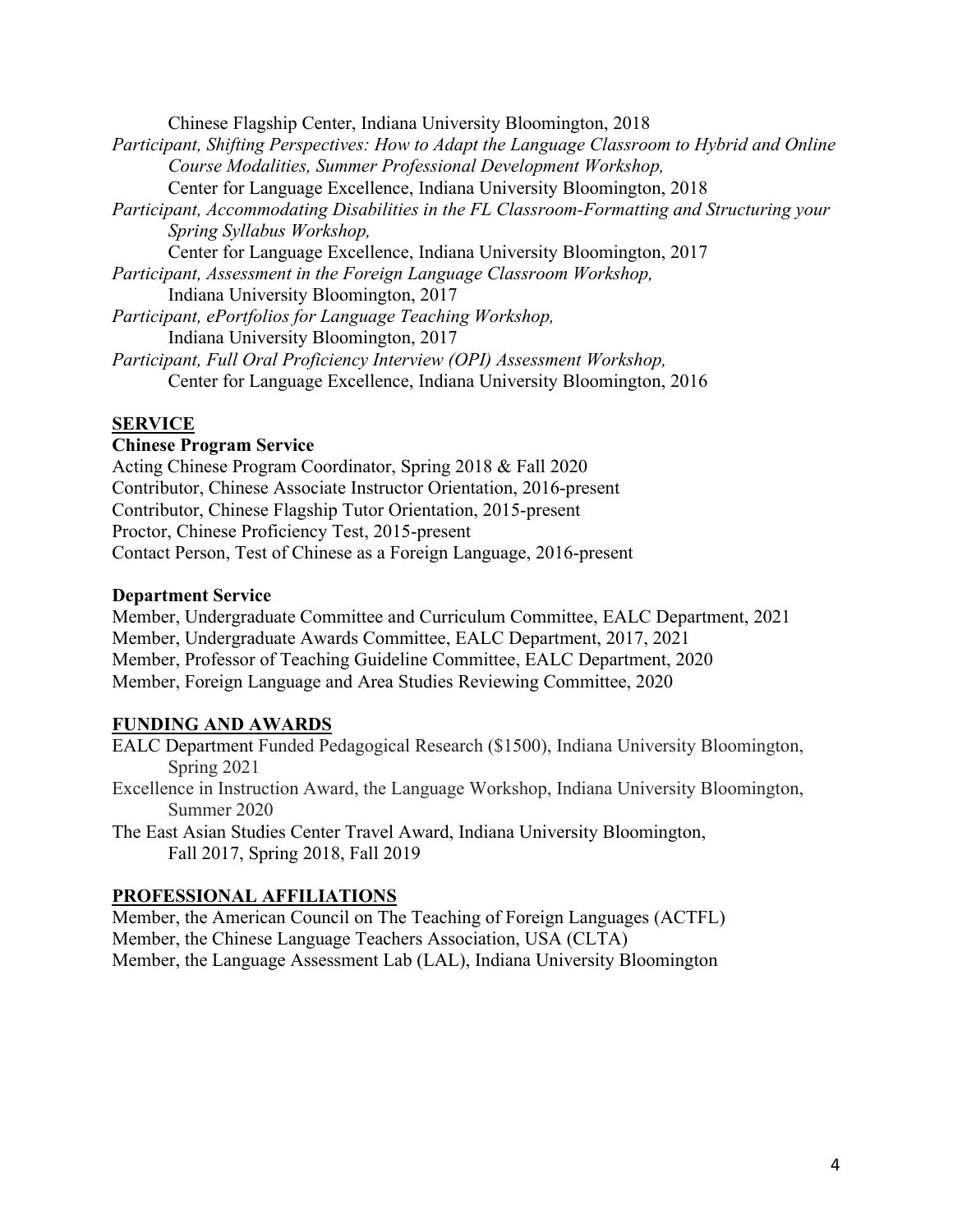Chinese Flagship Center, Indiana University Bloomington, 2018

*Participant, Shifting Perspectives: How to Adapt the Language Classroom to Hybrid and Online Course Modalities, Summer Professional Development Workshop,*
Center for Language Excellence, Indiana University Bloomington, 2018

*Participant, Accommodating Disabilities in the FL Classroom-Formatting and Structuring your Spring Syllabus Workshop,*
Center for Language Excellence, Indiana University Bloomington, 2017

*Participant, Assessment in the Foreign Language Classroom Workshop,*
Indiana University Bloomington, 2017

*Participant, ePortfolios for Language Teaching Workshop,*
Indiana University Bloomington, 2017

*Participant, Full Oral Proficiency Interview (OPI) Assessment Workshop,*
Center for Language Excellence, Indiana University Bloomington, 2016

## SERVICE

### Chinese Program Service

Acting Chinese Program Coordinator, Spring 2018 & Fall 2020
Contributor, Chinese Associate Instructor Orientation, 2016-present
Contributor, Chinese Flagship Tutor Orientation, 2015-present
Proctor, Chinese Proficiency Test, 2015-present
Contact Person, Test of Chinese as a Foreign Language, 2016-present

### Department Service

Member, Undergraduate Committee and Curriculum Committee, EALC Department, 2021
Member, Undergraduate Awards Committee, EALC Department, 2017, 2021
Member, Professor of Teaching Guideline Committee, EALC Department, 2020
Member, Foreign Language and Area Studies Reviewing Committee, 2020

## FUNDING AND AWARDS

EALC Department Funded Pedagogical Research ($1500), Indiana University Bloomington, Spring 2021

Excellence in Instruction Award, the Language Workshop, Indiana University Bloomington, Summer 2020

The East Asian Studies Center Travel Award, Indiana University Bloomington, Fall 2017, Spring 2018, Fall 2019

## PROFESSIONAL AFFILIATIONS

Member, the American Council on The Teaching of Foreign Languages (ACTFL)
Member, the Chinese Language Teachers Association, USA (CLTA)
Member, the Language Assessment Lab (LAL), Indiana University Bloomington